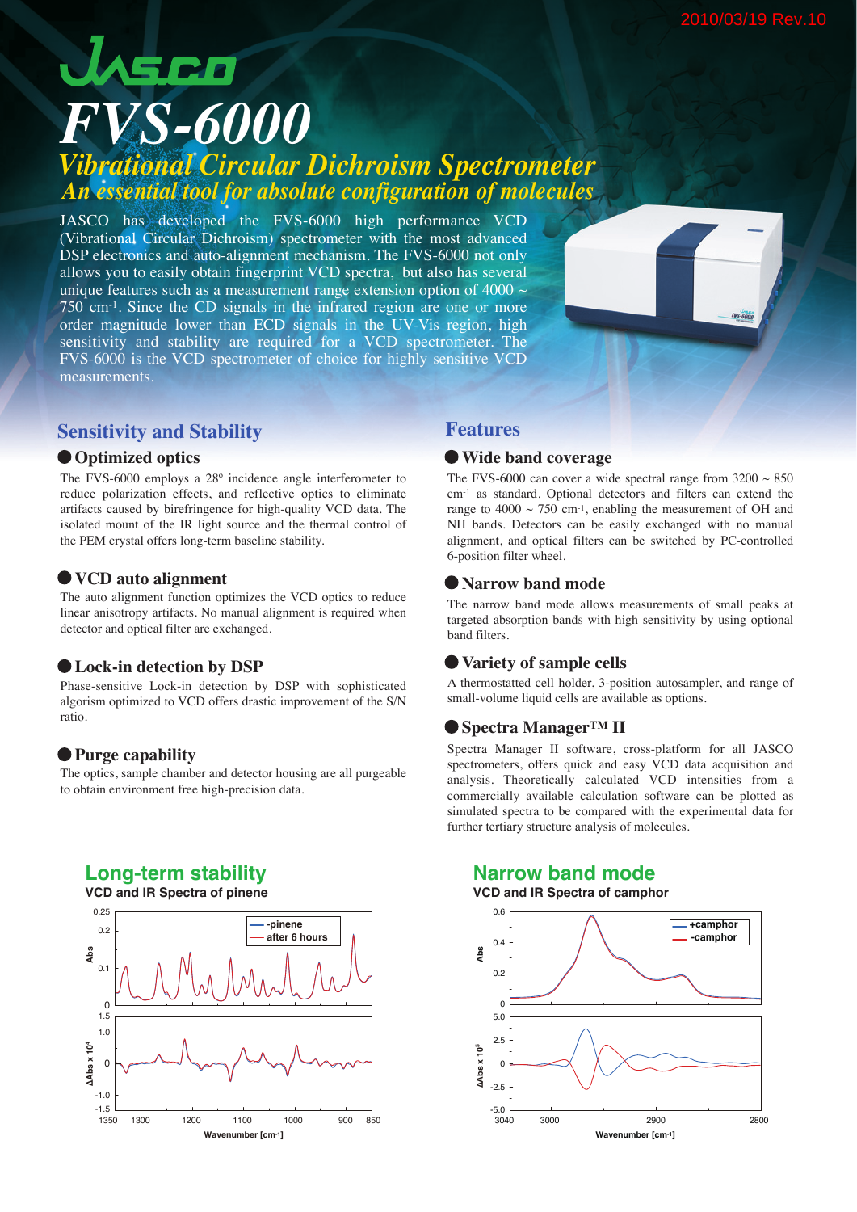2010/03/19 Rev.10

# JASCO FVS-6000

## Vibrational Circular Dichroism Spectrometer

### An essential tool for absolute configuration of molecules

JASCO has developed the FVS-6000 high performance VCD (Vibrational Circular Dichroism) spectrometer with the most advanced DSP electronics and auto-alignment mechanism. The FVS-6000 not only allows you to easily obtain fingerprint VCD spectra, but also has several unique features such as a measurement range extension option of 4000 ~ 750 $cm^{-1}$. Since the CD signals in the infrared region are one or more order magnitude lower than ECD signals in the UV-Vis region, high sensitivity and stability are required for a VCD spectrometer. The FVS-6000 is the VCD spectrometer of choice for highly sensitive VCD measurements.

## Sensitivity and Stability

### ● Optimized optics

The FVS-6000 employs a 28º incidence angle interferometer to reduce polarization effects, and reflective optics to eliminate artifacts caused by birefringence for high-quality VCD data. The isolated mount of the IR light source and the thermal control of the PEM crystal offers long-term baseline stability.

### ● VCD auto alignment

The auto alignment function optimizes the VCD optics to reduce linear anisotropy artifacts. No manual alignment is required when detector and optical filter are exchanged.

### ● Lock-in detection by DSP

Phase-sensitive Lock-in detection by DSP with sophisticated algorism optimized to VCD offers drastic improvement of the S/N ratio.

### ● Purge capability

The optics, sample chamber and detector housing are all purgeable to obtain environment free high-precision data.

## Features

### ● Wide band coverage

The FVS-6000 can cover a wide spectral range from 3200 ~ 850 $cm^{-1}$ as standard. Optional detectors and filters can extend the range to 4000 ~ 750 $cm^{-1}$, enabling the measurement of OH and NH bands. Detectors can be easily exchanged with no manual alignment, and optical filters can be switched by PC-controlled 6-position filter wheel.

### ● Narrow band mode

The narrow band mode allows measurements of small peaks at targeted absorption bands with high sensitivity by using optional band filters.

### ● Variety of sample cells

A thermostatted cell holder, 3-position autosampler, and range of small-volume liquid cells are available as options.

### ● Spectra Manager™ II

Spectra Manager II software, cross-platform for all JASCO spectrometers, offers quick and easy VCD data acquisition and analysis. Theoretically calculated VCD intensities from a commercially available calculation software can be plotted as simulated spectra to be compared with the experimental data for further tertiary structure analysis of molecules.

## Long-term stability

**VCD and IR Spectra of pinene**

## Narrow band mode

**VCD and IR Spectra of camphor**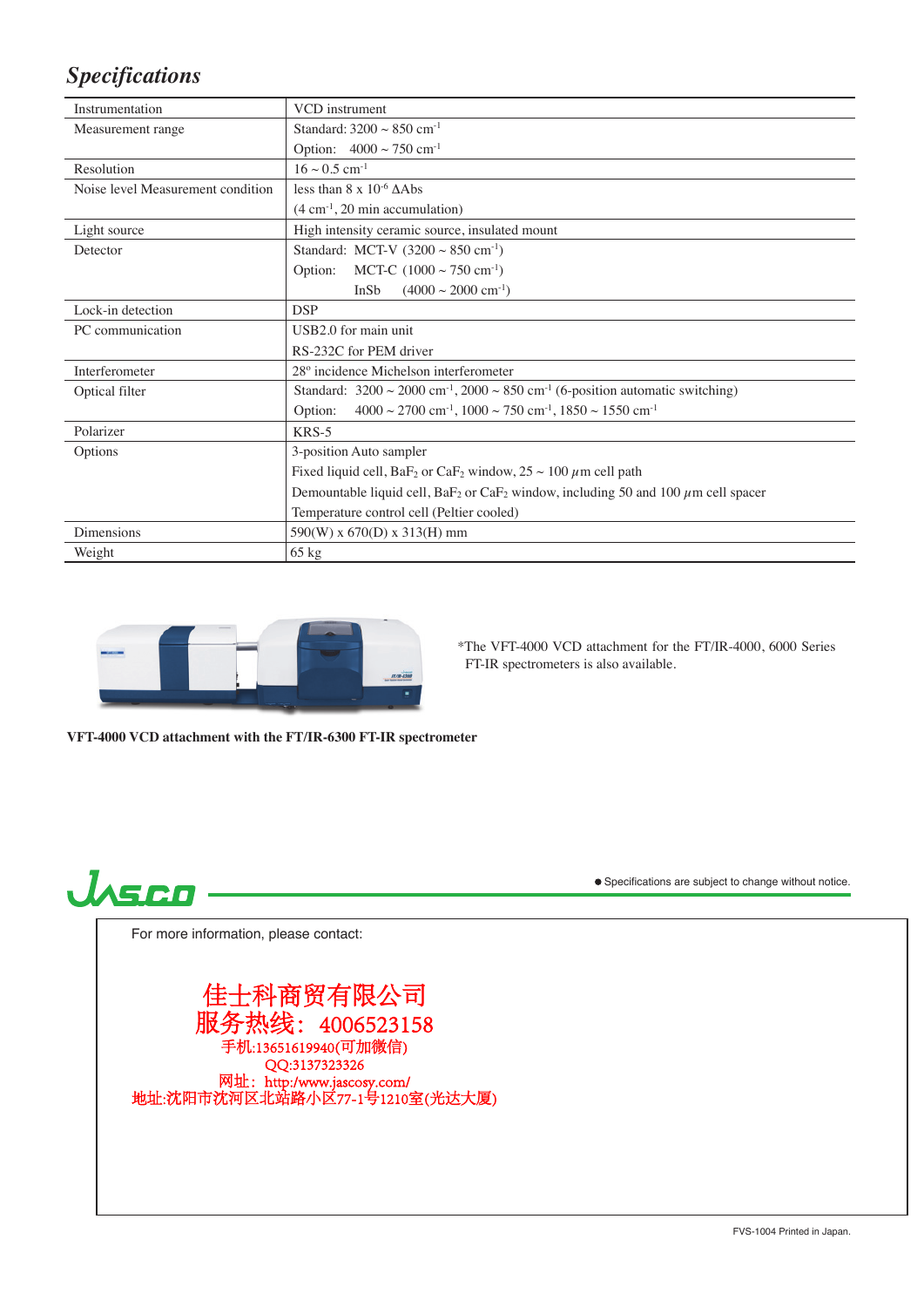## *Specifications*

| | |
|---|---|
| Instrumentation | VCD instrument |
| Measurement range | Standard: 3200 ~ 850 $cm^{-1}$<br>Option: 4000 ~ 750 $cm^{-1}$ |
| Resolution | 16 ~ 0.5 $cm^{-1}$ |
| Noise level Measurement condition | less than 8 x $10^{-6}$ ΔAbs<br>(4 $cm^{-1}$, 20 min accumulation) |
| Light source | High intensity ceramic source, insulated mount |
| Detector | Standard: MCT-V (3200 ~ 850 $cm^{-1}$)<br>Option: MCT-C (1000 ~ 750 $cm^{-1}$)<br>InSb (4000 ~ 2000 $cm^{-1}$) |
| Lock-in detection | DSP |
| PC communication | USB2.0 for main unit<br>RS-232C for PEM driver |
| Interferometer | 28º incidence Michelson interferometer |
| Optical filter | Standard: 3200 ~ 2000 $cm^{-1}$, 2000 ~ 850 $cm^{-1}$ (6-position automatic switching)<br>Option: 4000 ~ 2700 $cm^{-1}$, 1000 ~ 750 $cm^{-1}$, 1850 ~ 1550 $cm^{-1}$ |
| Polarizer | KRS-5 |
| Options | 3-position Auto sampler<br>Fixed liquid cell, $BaF_2$ or $CaF_2$ window, 25 ~ 100 μm cell path<br>Demountable liquid cell, $BaF_2$ or $CaF_2$ window, including 50 and 100 μm cell spacer<br>Temperature control cell (Peltier cooled) |
| Dimensions | 590(W) x 670(D) x 313(H) mm |
| Weight | 65 kg |

*The VFT-4000 VCD attachment for the FT/IR-4000, 6000 Series FT-IR spectrometers is also available.

**VFT-4000 VCD attachment with the FT/IR-6300 FT-IR spectrometer**

JASCO

● Specifications are subject to change without notice.

For more information, please contact:

佳士科商贸有限公司
服务热线：4006523158
手机:13651619940(可加微信)
QQ:3137323326
网址：http:/www.jascosy.com/
地址:沈阳市沈河区北站路小区77-1号1210室(光达大厦)

FVS-1004 Printed in Japan.